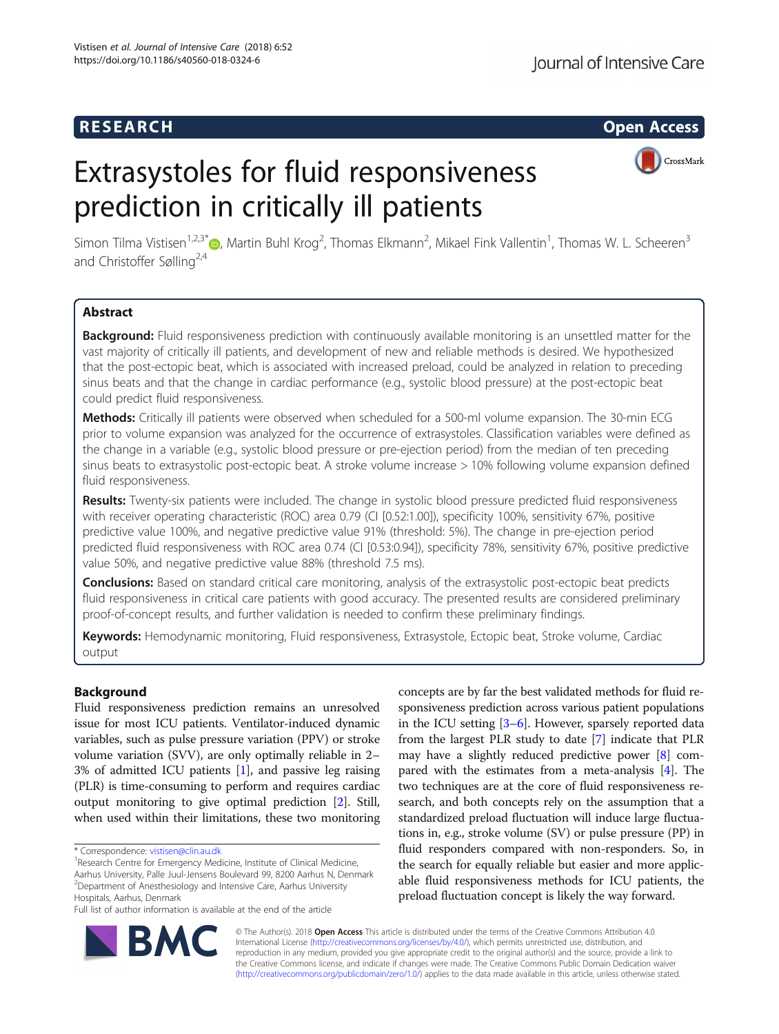RESEARCH

Open Access

# Extrasystoles for fluid responsiveness prediction in critically ill patients

Simon Tilma Vistisen[1,2,3*], Martin Buhl Krog[2], Thomas Elkmann[2], Mikael Fink Vallentin[1], Thomas W. L. Scheeren[3] and Christoffer Sølling[2,4]

## Abstract

**Background:** Fluid responsiveness prediction with continuously available monitoring is an unsettled matter for the vast majority of critically ill patients, and development of new and reliable methods is desired. We hypothesized that the post-ectopic beat, which is associated with increased preload, could be analyzed in relation to preceding sinus beats and that the change in cardiac performance (e.g., systolic blood pressure) at the post-ectopic beat could predict fluid responsiveness.

**Methods:** Critically ill patients were observed when scheduled for a 500-ml volume expansion. The 30-min ECG prior to volume expansion was analyzed for the occurrence of extrasystoles. Classification variables were defined as the change in a variable (e.g., systolic blood pressure or pre-ejection period) from the median of ten preceding sinus beats to extrasystolic post-ectopic beat. A stroke volume increase > 10% following volume expansion defined fluid responsiveness.

**Results:** Twenty-six patients were included. The change in systolic blood pressure predicted fluid responsiveness with receiver operating characteristic (ROC) area 0.79 (CI [0.52:1.00]), specificity 100%, sensitivity 67%, positive predictive value 100%, and negative predictive value 91% (threshold: 5%). The change in pre-ejection period predicted fluid responsiveness with ROC area 0.74 (CI [0.53:0.94]), specificity 78%, sensitivity 67%, positive predictive value 50%, and negative predictive value 88% (threshold 7.5 ms).

**Conclusions:** Based on standard critical care monitoring, analysis of the extrasystolic post-ectopic beat predicts fluid responsiveness in critical care patients with good accuracy. The presented results are considered preliminary proof-of-concept results, and further validation is needed to confirm these preliminary findings.

**Keywords:** Hemodynamic monitoring, Fluid responsiveness, Extrasystole, Ectopic beat, Stroke volume, Cardiac output

## Background

Fluid responsiveness prediction remains an unresolved issue for most ICU patients. Ventilator-induced dynamic variables, such as pulse pressure variation (PPV) or stroke volume variation (SVV), are only optimally reliable in 2–3% of admitted ICU patients [1], and passive leg raising (PLR) is time-consuming to perform and requires cardiac output monitoring to give optimal prediction [2]. Still, when used within their limitations, these two monitoring concepts are by far the best validated methods for fluid responsiveness prediction across various patient populations in the ICU setting [3–6]. However, sparsely reported data from the largest PLR study to date [7] indicate that PLR may have a slightly reduced predictive power [8] compared with the estimates from a meta-analysis [4]. The two techniques are at the core of fluid responsiveness research, and both concepts rely on the assumption that a standardized preload fluctuation will induce large fluctuations in, e.g., stroke volume (SV) or pulse pressure (PP) in fluid responders compared with non-responders. So, in the search for equally reliable but easier and more applicable fluid responsiveness methods for ICU patients, the preload fluctuation concept is likely the way forward.

* Correspondence: vistisen@clin.au.dk
[1]Research Centre for Emergency Medicine, Institute of Clinical Medicine, Aarhus University, Palle Juul-Jensens Boulevard 99, 8200 Aarhus N, Denmark
[2]Department of Anesthesiology and Intensive Care, Aarhus University Hospitals, Aarhus, Denmark
Full list of author information is available at the end of the article

© The Author(s). 2018 **Open Access** This article is distributed under the terms of the Creative Commons Attribution 4.0 International License (http://creativecommons.org/licenses/by/4.0/), which permits unrestricted use, distribution, and reproduction in any medium, provided you give appropriate credit to the original author(s) and the source, provide a link to the Creative Commons license, and indicate if changes were made. The Creative Commons Public Domain Dedication waiver (http://creativecommons.org/publicdomain/zero/1.0/) applies to the data made available in this article, unless otherwise stated.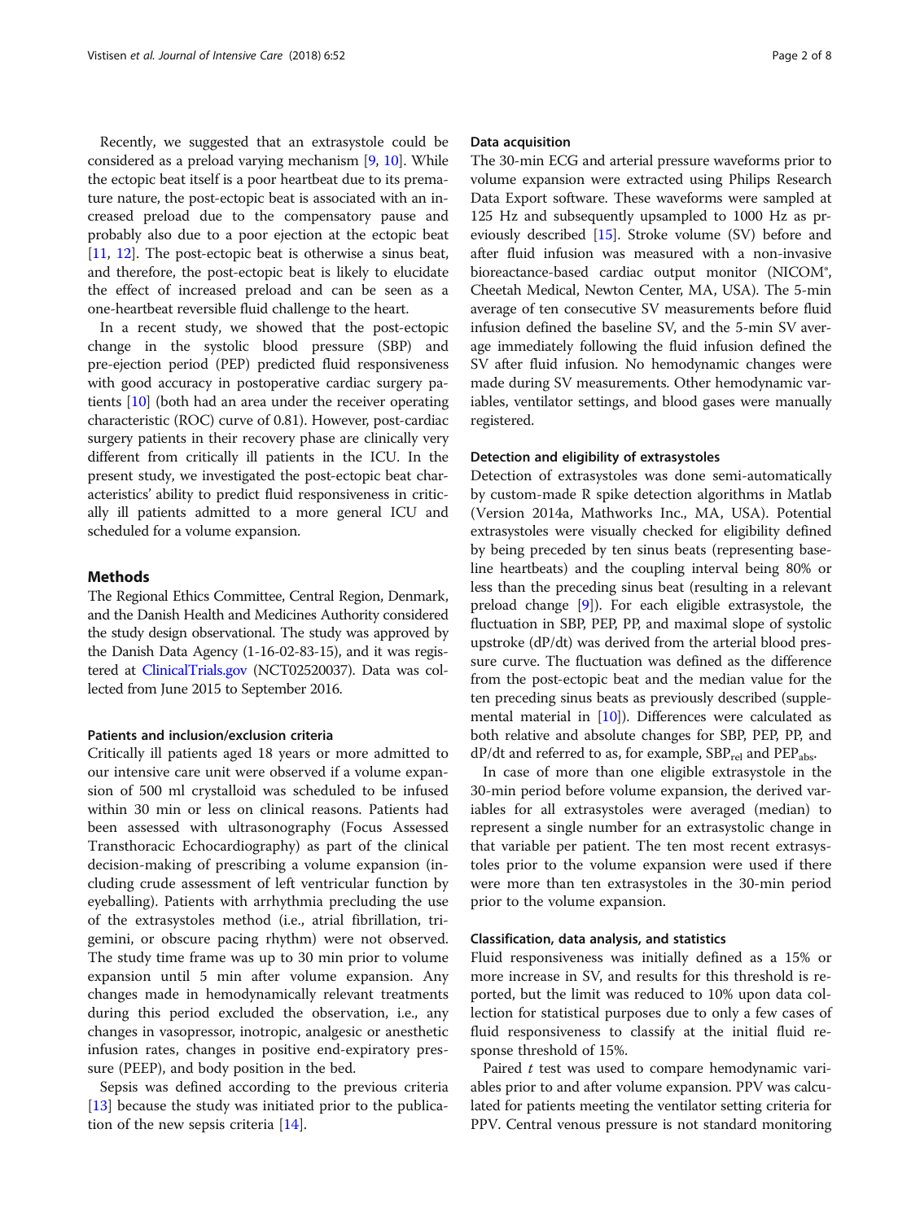Recently, we suggested that an extrasystole could be considered as a preload varying mechanism [9, 10]. While the ectopic beat itself is a poor heartbeat due to its premature nature, the post-ectopic beat is associated with an increased preload due to the compensatory pause and probably also due to a poor ejection at the ectopic beat [11, 12]. The post-ectopic beat is otherwise a sinus beat, and therefore, the post-ectopic beat is likely to elucidate the effect of increased preload and can be seen as a one-heartbeat reversible fluid challenge to the heart.

In a recent study, we showed that the post-ectopic change in the systolic blood pressure (SBP) and pre-ejection period (PEP) predicted fluid responsiveness with good accuracy in postoperative cardiac surgery patients [10] (both had an area under the receiver operating characteristic (ROC) curve of 0.81). However, post-cardiac surgery patients in their recovery phase are clinically very different from critically ill patients in the ICU. In the present study, we investigated the post-ectopic beat characteristics' ability to predict fluid responsiveness in critically ill patients admitted to a more general ICU and scheduled for a volume expansion.

## Methods

The Regional Ethics Committee, Central Region, Denmark, and the Danish Health and Medicines Authority considered the study design observational. The study was approved by the Danish Data Agency (1-16-02-83-15), and it was registered at ClinicalTrials.gov (NCT02520037). Data was collected from June 2015 to September 2016.

### Patients and inclusion/exclusion criteria

Critically ill patients aged 18 years or more admitted to our intensive care unit were observed if a volume expansion of 500 ml crystalloid was scheduled to be infused within 30 min or less on clinical reasons. Patients had been assessed with ultrasonography (Focus Assessed Transthoracic Echocardiography) as part of the clinical decision-making of prescribing a volume expansion (including crude assessment of left ventricular function by eyeballing). Patients with arrhythmia precluding the use of the extrasystoles method (i.e., atrial fibrillation, trigemini, or obscure pacing rhythm) were not observed. The study time frame was up to 30 min prior to volume expansion until 5 min after volume expansion. Any changes made in hemodynamically relevant treatments during this period excluded the observation, i.e., any changes in vasopressor, inotropic, analgesic or anesthetic infusion rates, changes in positive end-expiratory pressure (PEEP), and body position in the bed.

Sepsis was defined according to the previous criteria [13] because the study was initiated prior to the publication of the new sepsis criteria [14].

### Data acquisition

The 30-min ECG and arterial pressure waveforms prior to volume expansion were extracted using Philips Research Data Export software. These waveforms were sampled at 125 Hz and subsequently upsampled to 1000 Hz as previously described [15]. Stroke volume (SV) before and after fluid infusion was measured with a non-invasive bioreactance-based cardiac output monitor (NICOM®, Cheetah Medical, Newton Center, MA, USA). The 5-min average of ten consecutive SV measurements before fluid infusion defined the baseline SV, and the 5-min SV average immediately following the fluid infusion defined the SV after fluid infusion. No hemodynamic changes were made during SV measurements. Other hemodynamic variables, ventilator settings, and blood gases were manually registered.

### Detection and eligibility of extrasystoles

Detection of extrasystoles was done semi-automatically by custom-made R spike detection algorithms in Matlab (Version 2014a, Mathworks Inc., MA, USA). Potential extrasystoles were visually checked for eligibility defined by being preceded by ten sinus beats (representing baseline heartbeats) and the coupling interval being 80% or less than the preceding sinus beat (resulting in a relevant preload change [9]). For each eligible extrasystole, the fluctuation in SBP, PEP, PP, and maximal slope of systolic upstroke (dP/dt) was derived from the arterial blood pressure curve. The fluctuation was defined as the difference from the post-ectopic beat and the median value for the ten preceding sinus beats as previously described (supplemental material in [10]). Differences were calculated as both relative and absolute changes for SBP, PEP, PP, and dP/dt and referred to as, for example, $SBP_{rel}$ and $PEP_{abs}$.

In case of more than one eligible extrasystole in the 30-min period before volume expansion, the derived variables for all extrasystoles were averaged (median) to represent a single number for an extrasystolic change in that variable per patient. The ten most recent extrasystoles prior to the volume expansion were used if there were more than ten extrasystoles in the 30-min period prior to the volume expansion.

### Classification, data analysis, and statistics

Fluid responsiveness was initially defined as a 15% or more increase in SV, and results for this threshold is reported, but the limit was reduced to 10% upon data collection for statistical purposes due to only a few cases of fluid responsiveness to classify at the initial fluid response threshold of 15%.

Paired *t* test was used to compare hemodynamic variables prior to and after volume expansion. PPV was calculated for patients meeting the ventilator setting criteria for PPV. Central venous pressure is not standard monitoring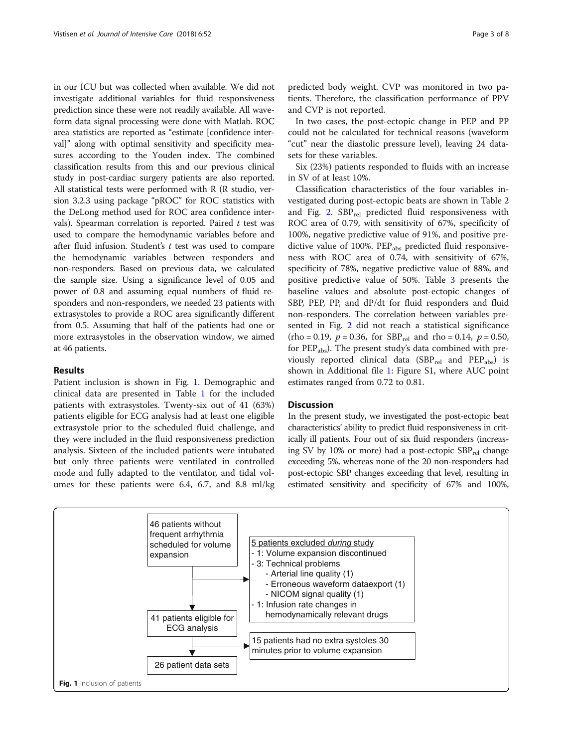in our ICU but was collected when available. We did not investigate additional variables for fluid responsiveness prediction since these were not readily available. All waveform data signal processing were done with Matlab. ROC area statistics are reported as "estimate [confidence interval]" along with optimal sensitivity and specificity measures according to the Youden index. The combined classification results from this and our previous clinical study in post-cardiac surgery patients are also reported. All statistical tests were performed with R (R studio, version 3.2.3 using package "pROC" for ROC statistics with the DeLong method used for ROC area confidence intervals). Spearman correlation is reported. Paired $t$ test was used to compare the hemodynamic variables before and after fluid infusion. Student's $t$ test was used to compare the hemodynamic variables between responders and non-responders. Based on previous data, we calculated the sample size. Using a significance level of 0.05 and power of 0.8 and assuming equal numbers of fluid responders and non-responders, we needed 23 patients with extrasystoles to provide a ROC area significantly different from 0.5. Assuming that half of the patients had one or more extrasystoles in the observation window, we aimed at 46 patients.

## Results

Patient inclusion is shown in Fig. 1. Demographic and clinical data are presented in Table 1 for the included patients with extrasystoles. Twenty-six out of 41 (63%) patients eligible for ECG analysis had at least one eligible extrasystole prior to the scheduled fluid challenge, and they were included in the fluid responsiveness prediction analysis. Sixteen of the included patients were intubated but only three patients were ventilated in controlled mode and fully adapted to the ventilator, and tidal volumes for these patients were 6.4, 6.7, and 8.8 ml/kg predicted body weight. CVP was monitored in two patients. Therefore, the classification performance of PPV and CVP is not reported.

In two cases, the post-ectopic change in PEP and PP could not be calculated for technical reasons (waveform "cut" near the diastolic pressure level), leaving 24 datasets for these variables.

Six (23%) patients responded to fluids with an increase in SV of at least 10%.

Classification characteristics of the four variables investigated during post-ectopic beats are shown in Table 2 and Fig. 2. $SBP_{rel}$ predicted fluid responsiveness with ROC area of 0.79, with sensitivity of 67%, specificity of 100%, negative predictive value of 91%, and positive predictive value of 100%. $PEP_{abs}$ predicted fluid responsiveness with ROC area of 0.74, with sensitivity of 67%, specificity of 78%, negative predictive value of 88%, and positive predictive value of 50%. Table 3 presents the baseline values and absolute post-ectopic changes of SBP, PEP, PP, and dP/dt for fluid responders and fluid non-responders. The correlation between variables presented in Fig. 2 did not reach a statistical significance (rho = 0.19, $p = 0.36$, for $SBP_{rel}$ and rho = 0.14, $p = 0.50$, for $PEP_{abs}$). The present study's data combined with previously reported clinical data ($SBP_{rel}$ and $PEP_{abs}$) is shown in Additional file 1: Figure S1, where AUC point estimates ranged from 0.72 to 0.81.

## Discussion

In the present study, we investigated the post-ectopic beat characteristics' ability to predict fluid responsiveness in critically ill patients. Four out of six fluid responders (increasing SV by 10% or more) had a post-ectopic $SBP_{rel}$ change exceeding 5%, whereas none of the 20 non-responders had post-ectopic SBP changes exceeding that level, resulting in estimated sensitivity and specificity of 67% and 100%,

46 patients without frequent arrhythmia scheduled for volume expansion

5 patients excluded *during* study
- 1: Volume expansion discontinued
- 3: Technical problems
  - Arterial line quality (1)
  - Erroneous waveform dataexport (1)
  - NICOM signal quality (1)
- 1: Infusion rate changes in hemodynamically relevant drugs

41 patients eligible for ECG analysis

15 patients had no extra systoles 30 minutes prior to volume expansion

26 patient data sets

**Fig. 1** Inclusion of patients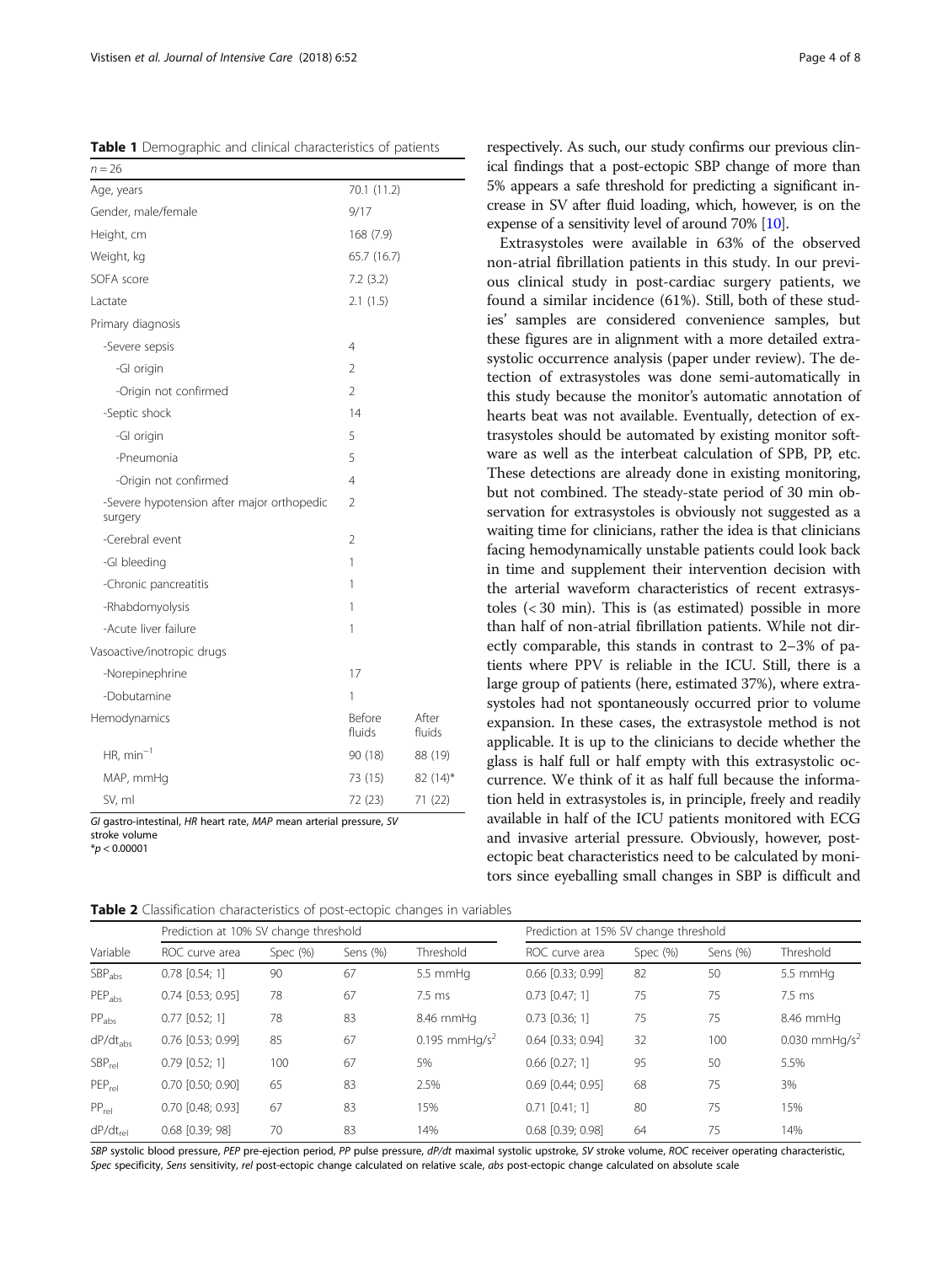**Table 1** Demographic and clinical characteristics of patients

| $n = 26$ | | |
|---|---|---|
| Age, years | 70.1 (11.2) | |
| Gender, male/female | 9/17 | |
| Height, cm | 168 (7.9) | |
| Weight, kg | 65.7 (16.7) | |
| SOFA score | 7.2 (3.2) | |
| Lactate | 2.1 (1.5) | |
| Primary diagnosis | | |
| -Severe sepsis | 4 | |
| -GI origin | 2 | |
| -Origin not confirmed | 2 | |
| -Septic shock | 14 | |
| -GI origin | 5 | |
| -Pneumonia | 5 | |
| -Origin not confirmed | 4 | |
| -Severe hypotension after major orthopedic surgery | 2 | |
| -Cerebral event | 2 | |
| -GI bleeding | 1 | |
| -Chronic pancreatitis | 1 | |
| -Rhabdomyolysis | 1 | |
| -Acute liver failure | 1 | |
| Vasoactive/inotropic drugs | | |
| -Norepinephrine | 17 | |
| -Dobutamine | 1 | |
| Hemodynamics | Before fluids | After fluids |
| HR, $min^{-1}$ | 90 (18) | 88 (19) |
| MAP, mmHg | 73 (15) | 82 (14)* |
| SV, ml | 72 (23) | 71 (22) |

*GI* gastro-intestinal, *HR* heart rate, *MAP* mean arterial pressure, *SV* stroke volume
*$p < 0.00001$

respectively. As such, our study confirms our previous clinical findings that a post-ectopic SBP change of more than 5% appears a safe threshold for predicting a significant increase in SV after fluid loading, which, however, is on the expense of a sensitivity level of around 70% [10].

Extrasystoles were available in 63% of the observed non-atrial fibrillation patients in this study. In our previous clinical study in post-cardiac surgery patients, we found a similar incidence (61%). Still, both of these studies' samples are considered convenience samples, but these figures are in alignment with a more detailed extrasystolic occurrence analysis (paper under review). The detection of extrasystoles was done semi-automatically in this study because the monitor's automatic annotation of hearts beat was not available. Eventually, detection of extrasystoles should be automated by existing monitor software as well as the interbeat calculation of SPB, PP, etc. These detections are already done in existing monitoring, but not combined. The steady-state period of 30 min observation for extrasystoles is obviously not suggested as a waiting time for clinicians, rather the idea is that clinicians facing hemodynamically unstable patients could look back in time and supplement their intervention decision with the arterial waveform characteristics of recent extrasystoles (< 30 min). This is (as estimated) possible in more than half of non-atrial fibrillation patients. While not directly comparable, this stands in contrast to 2–3% of patients where PPV is reliable in the ICU. Still, there is a large group of patients (here, estimated 37%), where extrasystoles had not spontaneously occurred prior to volume expansion. In these cases, the extrasystole method is not applicable. It is up to the clinicians to decide whether the glass is half full or half empty with this extrasystolic occurrence. We think of it as half full because the information held in extrasystoles is, in principle, freely and readily available in half of the ICU patients monitored with ECG and invasive arterial pressure. Obviously, however, post-ectopic beat characteristics need to be calculated by monitors since eyeballing small changes in SBP is difficult and

**Table 2** Classification characteristics of post-ectopic changes in variables

| Variable | Prediction at 10% SV change threshold | | | | Prediction at 15% SV change threshold | | | |
|---|---|---|---|---|---|---|---|---|
| | ROC curve area | Spec (%) | Sens (%) | Threshold | ROC curve area | Spec (%) | Sens (%) | Threshold |
| $SBP_{abs}$ | 0.78 [0.54; 1] | 90 | 67 | 5.5 mmHg | 0.66 [0.33; 0.99] | 82 | 50 | 5.5 mmHg |
| $PEP_{abs}$ | 0.74 [0.53; 0.95] | 78 | 67 | 7.5 ms | 0.73 [0.47; 1] | 75 | 75 | 7.5 ms |
| $PP_{abs}$ | 0.77 [0.52; 1] | 78 | 83 | 8.46 mmHg | 0.73 [0.36; 1] | 75 | 75 | 8.46 mmHg |
| $dP/dt_{abs}$ | 0.76 [0.53; 0.99] | 85 | 67 | 0.195 $mmHg/s^2$ | 0.64 [0.33; 0.94] | 32 | 100 | 0.030 $mmHg/s^2$ |
| $SBP_{rel}$ | 0.79 [0.52; 1] | 100 | 67 | 5% | 0.66 [0.27; 1] | 95 | 50 | 5.5% |
| $PEP_{rel}$ | 0.70 [0.50; 0.90] | 65 | 83 | 2.5% | 0.69 [0.44; 0.95] | 68 | 75 | 3% |
| $PP_{rel}$ | 0.70 [0.48; 0.93] | 67 | 83 | 15% | 0.71 [0.41; 1] | 80 | 75 | 15% |
| $dP/dt_{rel}$ | 0.68 [0.39; 98] | 70 | 83 | 14% | 0.68 [0.39; 0.98] | 64 | 75 | 14% |

*SBP* systolic blood pressure, *PEP* pre-ejection period, *PP* pulse pressure, *dP/dt* maximal systolic upstroke, *SV* stroke volume, *ROC* receiver operating characteristic, *Spec* specificity, *Sens* sensitivity, *rel* post-ectopic change calculated on relative scale, *abs* post-ectopic change calculated on absolute scale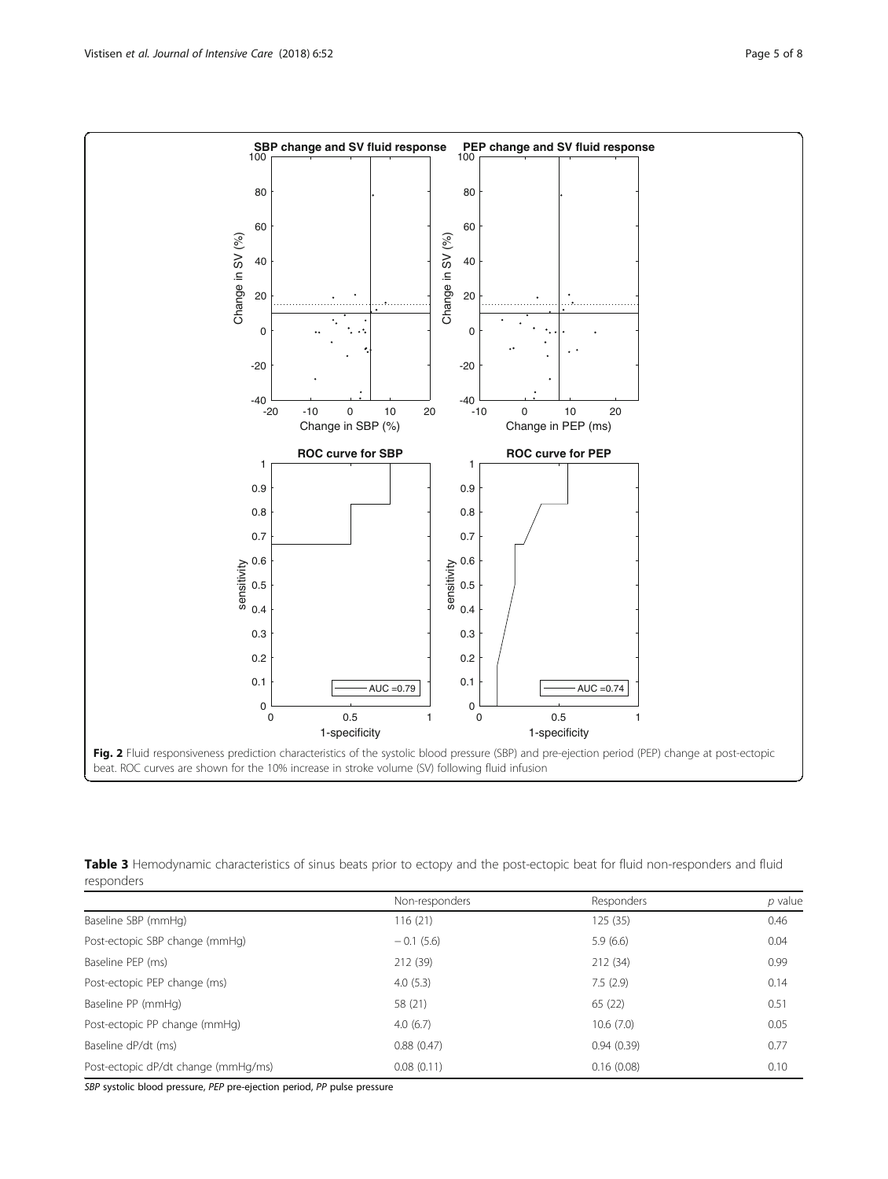Fig. 2 Fluid responsiveness prediction characteristics of the systolic blood pressure (SBP) and pre-ejection period (PEP) change at post-ectopic beat. ROC curves are shown for the 10% increase in stroke volume (SV) following fluid infusion

**Table 3** Hemodynamic characteristics of sinus beats prior to ectopy and the post-ectopic beat for fluid non-responders and fluid responders

|  | Non-responders | Responders | *p* value |
|---|---|---|---|
| Baseline SBP (mmHg) | 116 (21) | 125 (35) | 0.46 |
| Post-ectopic SBP change (mmHg) | − 0.1 (5.6) | 5.9 (6.6) | 0.04 |
| Baseline PEP (ms) | 212 (39) | 212 (34) | 0.99 |
| Post-ectopic PEP change (ms) | 4.0 (5.3) | 7.5 (2.9) | 0.14 |
| Baseline PP (mmHg) | 58 (21) | 65 (22) | 0.51 |
| Post-ectopic PP change (mmHg) | 4.0 (6.7) | 10.6 (7.0) | 0.05 |
| Baseline dP/dt (ms) | 0.88 (0.47) | 0.94 (0.39) | 0.77 |
| Post-ectopic dP/dt change (mmHg/ms) | 0.08 (0.11) | 0.16 (0.08) | 0.10 |

*SBP* systolic blood pressure, *PEP* pre-ejection period, *PP* pulse pressure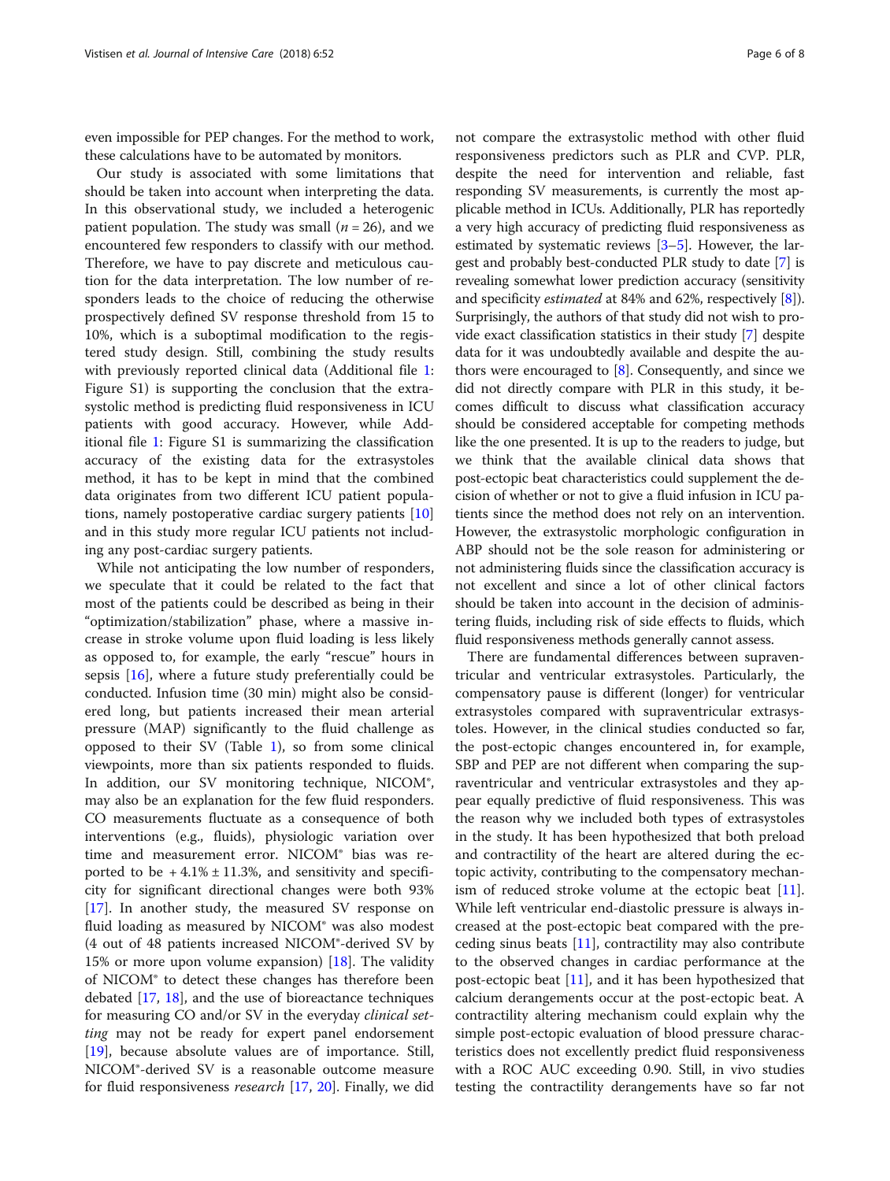even impossible for PEP changes. For the method to work, these calculations have to be automated by monitors.

Our study is associated with some limitations that should be taken into account when interpreting the data. In this observational study, we included a heterogenic patient population. The study was small ($n = 26$), and we encountered few responders to classify with our method. Therefore, we have to pay discrete and meticulous caution for the data interpretation. The low number of responders leads to the choice of reducing the otherwise prospectively defined SV response threshold from 15 to 10%, which is a suboptimal modification to the registered study design. Still, combining the study results with previously reported clinical data (Additional file 1: Figure S1) is supporting the conclusion that the extrasystolic method is predicting fluid responsiveness in ICU patients with good accuracy. However, while Additional file 1: Figure S1 is summarizing the classification accuracy of the existing data for the extrasystoles method, it has to be kept in mind that the combined data originates from two different ICU patient populations, namely postoperative cardiac surgery patients [10] and in this study more regular ICU patients not including any post-cardiac surgery patients.

While not anticipating the low number of responders, we speculate that it could be related to the fact that most of the patients could be described as being in their "optimization/stabilization" phase, where a massive increase in stroke volume upon fluid loading is less likely as opposed to, for example, the early "rescue" hours in sepsis [16], where a future study preferentially could be conducted. Infusion time (30 min) might also be considered long, but patients increased their mean arterial pressure (MAP) significantly to the fluid challenge as opposed to their SV (Table 1), so from some clinical viewpoints, more than six patients responded to fluids. In addition, our SV monitoring technique, NICOM®, may also be an explanation for the few fluid responders. CO measurements fluctuate as a consequence of both interventions (e.g., fluids), physiologic variation over time and measurement error. NICOM® bias was reported to be $+4.1\% \pm 11.3\%$, and sensitivity and specificity for significant directional changes were both 93% [17]. In another study, the measured SV response on fluid loading as measured by NICOM® was also modest (4 out of 48 patients increased NICOM®-derived SV by 15% or more upon volume expansion) [18]. The validity of NICOM® to detect these changes has therefore been debated [17, 18], and the use of bioreactance techniques for measuring CO and/or SV in the everyday *clinical setting* may not be ready for expert panel endorsement [19], because absolute values are of importance. Still, NICOM®-derived SV is a reasonable outcome measure for fluid responsiveness *research* [17, 20]. Finally, we did not compare the extrasystolic method with other fluid responsiveness predictors such as PLR and CVP. PLR, despite the need for intervention and reliable, fast responding SV measurements, is currently the most applicable method in ICUs. Additionally, PLR has reportedly a very high accuracy of predicting fluid responsiveness as estimated by systematic reviews [3–5]. However, the largest and probably best-conducted PLR study to date [7] is revealing somewhat lower prediction accuracy (sensitivity and specificity *estimated* at 84% and 62%, respectively [8]). Surprisingly, the authors of that study did not wish to provide exact classification statistics in their study [7] despite data for it was undoubtedly available and despite the authors were encouraged to [8]. Consequently, and since we did not directly compare with PLR in this study, it becomes difficult to discuss what classification accuracy should be considered acceptable for competing methods like the one presented. It is up to the readers to judge, but we think that the available clinical data shows that post-ectopic beat characteristics could supplement the decision of whether or not to give a fluid infusion in ICU patients since the method does not rely on an intervention. However, the extrasystolic morphologic configuration in ABP should not be the sole reason for administering or not administering fluids since the classification accuracy is not excellent and since a lot of other clinical factors should be taken into account in the decision of administering fluids, including risk of side effects to fluids, which fluid responsiveness methods generally cannot assess.

There are fundamental differences between supraventricular and ventricular extrasystoles. Particularly, the compensatory pause is different (longer) for ventricular extrasystoles compared with supraventricular extrasystoles. However, in the clinical studies conducted so far, the post-ectopic changes encountered in, for example, SBP and PEP are not different when comparing the supraventricular and ventricular extrasystoles and they appear equally predictive of fluid responsiveness. This was the reason why we included both types of extrasystoles in the study. It has been hypothesized that both preload and contractility of the heart are altered during the ectopic activity, contributing to the compensatory mechanism of reduced stroke volume at the ectopic beat [11]. While left ventricular end-diastolic pressure is always increased at the post-ectopic beat compared with the preceding sinus beats [11], contractility may also contribute to the observed changes in cardiac performance at the post-ectopic beat [11], and it has been hypothesized that calcium derangements occur at the post-ectopic beat. A contractility altering mechanism could explain why the simple post-ectopic evaluation of blood pressure characteristics does not excellently predict fluid responsiveness with a ROC AUC exceeding 0.90. Still, in vivo studies testing the contractility derangements have so far not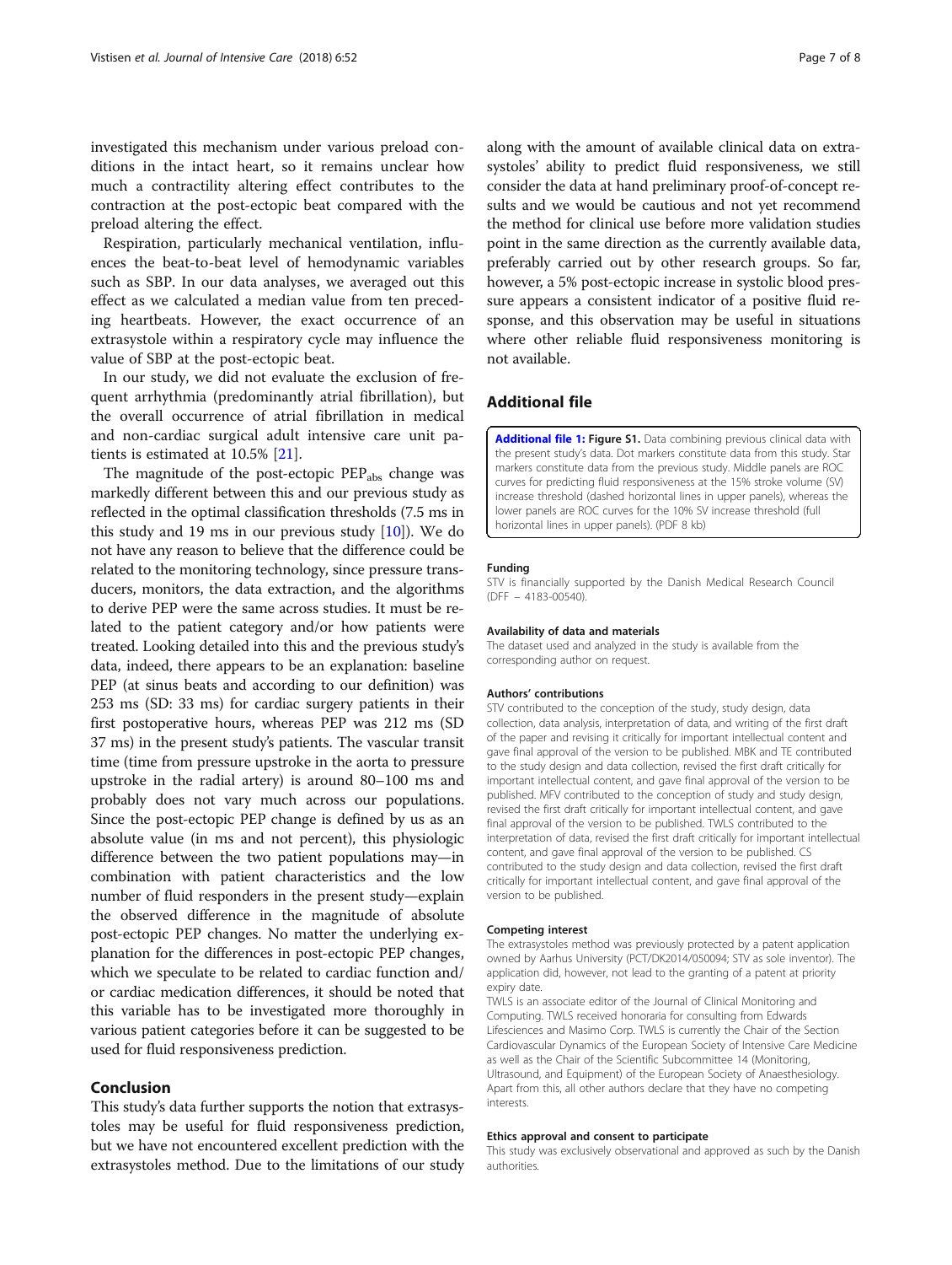investigated this mechanism under various preload conditions in the intact heart, so it remains unclear how much a contractility altering effect contributes to the contraction at the post-ectopic beat compared with the preload altering the effect.

Respiration, particularly mechanical ventilation, influences the beat-to-beat level of hemodynamic variables such as SBP. In our data analyses, we averaged out this effect as we calculated a median value from ten preceding heartbeats. However, the exact occurrence of an extrasystole within a respiratory cycle may influence the value of SBP at the post-ectopic beat.

In our study, we did not evaluate the exclusion of frequent arrhythmia (predominantly atrial fibrillation), but the overall occurrence of atrial fibrillation in medical and non-cardiac surgical adult intensive care unit patients is estimated at 10.5% [21].

The magnitude of the post-ectopic $PEP_{abs}$ change was markedly different between this and our previous study as reflected in the optimal classification thresholds (7.5 ms in this study and 19 ms in our previous study [10]). We do not have any reason to believe that the difference could be related to the monitoring technology, since pressure transducers, monitors, the data extraction, and the algorithms to derive PEP were the same across studies. It must be related to the patient category and/or how patients were treated. Looking detailed into this and the previous study's data, indeed, there appears to be an explanation: baseline PEP (at sinus beats and according to our definition) was 253 ms (SD: 33 ms) for cardiac surgery patients in their first postoperative hours, whereas PEP was 212 ms (SD 37 ms) in the present study's patients. The vascular transit time (time from pressure upstroke in the aorta to pressure upstroke in the radial artery) is around 80–100 ms and probably does not vary much across our populations. Since the post-ectopic PEP change is defined by us as an absolute value (in ms and not percent), this physiologic difference between the two patient populations may—in combination with patient characteristics and the low number of fluid responders in the present study—explain the observed difference in the magnitude of absolute post-ectopic PEP changes. No matter the underlying explanation for the differences in post-ectopic PEP changes, which we speculate to be related to cardiac function and/or cardiac medication differences, it should be noted that this variable has to be investigated more thoroughly in various patient categories before it can be suggested to be used for fluid responsiveness prediction.

## Conclusion

This study's data further supports the notion that extrasystoles may be useful for fluid responsiveness prediction, but we have not encountered excellent prediction with the extrasystoles method. Due to the limitations of our study along with the amount of available clinical data on extrasystoles' ability to predict fluid responsiveness, we still consider the data at hand preliminary proof-of-concept results and we would be cautious and not yet recommend the method for clinical use before more validation studies point in the same direction as the currently available data, preferably carried out by other research groups. So far, however, a 5% post-ectopic increase in systolic blood pressure appears a consistent indicator of a positive fluid response, and this observation may be useful in situations where other reliable fluid responsiveness monitoring is not available.

## Additional file

**Additional file 1: Figure S1.** Data combining previous clinical data with the present study's data. Dot markers constitute data from this study. Star markers constitute data from the previous study. Middle panels are ROC curves for predicting fluid responsiveness at the 15% stroke volume (SV) increase threshold (dashed horizontal lines in upper panels), whereas the lower panels are ROC curves for the 10% SV increase threshold (full horizontal lines in upper panels). (PDF 8 kb)

#### Funding

STV is financially supported by the Danish Medical Research Council (DFF – 4183-00540).

#### Availability of data and materials

The dataset used and analyzed in the study is available from the corresponding author on request.

#### Authors' contributions

STV contributed to the conception of the study, study design, data collection, data analysis, interpretation of data, and writing of the first draft of the paper and revising it critically for important intellectual content and gave final approval of the version to be published. MBK and TE contributed to the study design and data collection, revised the first draft critically for important intellectual content, and gave final approval of the version to be published. MFV contributed to the conception of study and study design, revised the first draft critically for important intellectual content, and gave final approval of the version to be published. TWLS contributed to the interpretation of data, revised the first draft critically for important intellectual content, and gave final approval of the version to be published. CS contributed to the study design and data collection, revised the first draft critically for important intellectual content, and gave final approval of the version to be published.

#### Competing interest

The extrasystoles method was previously protected by a patent application owned by Aarhus University (PCT/DK2014/050094; STV as sole inventor). The application did, however, not lead to the granting of a patent at priority expiry date.

TWLS is an associate editor of the Journal of Clinical Monitoring and Computing. TWLS received honoraria for consulting from Edwards Lifesciences and Masimo Corp. TWLS is currently the Chair of the Section Cardiovascular Dynamics of the European Society of Intensive Care Medicine as well as the Chair of the Scientific Subcommittee 14 (Monitoring, Ultrasound, and Equipment) of the European Society of Anaesthesiology. Apart from this, all other authors declare that they have no competing interests.

#### Ethics approval and consent to participate

This study was exclusively observational and approved as such by the Danish authorities.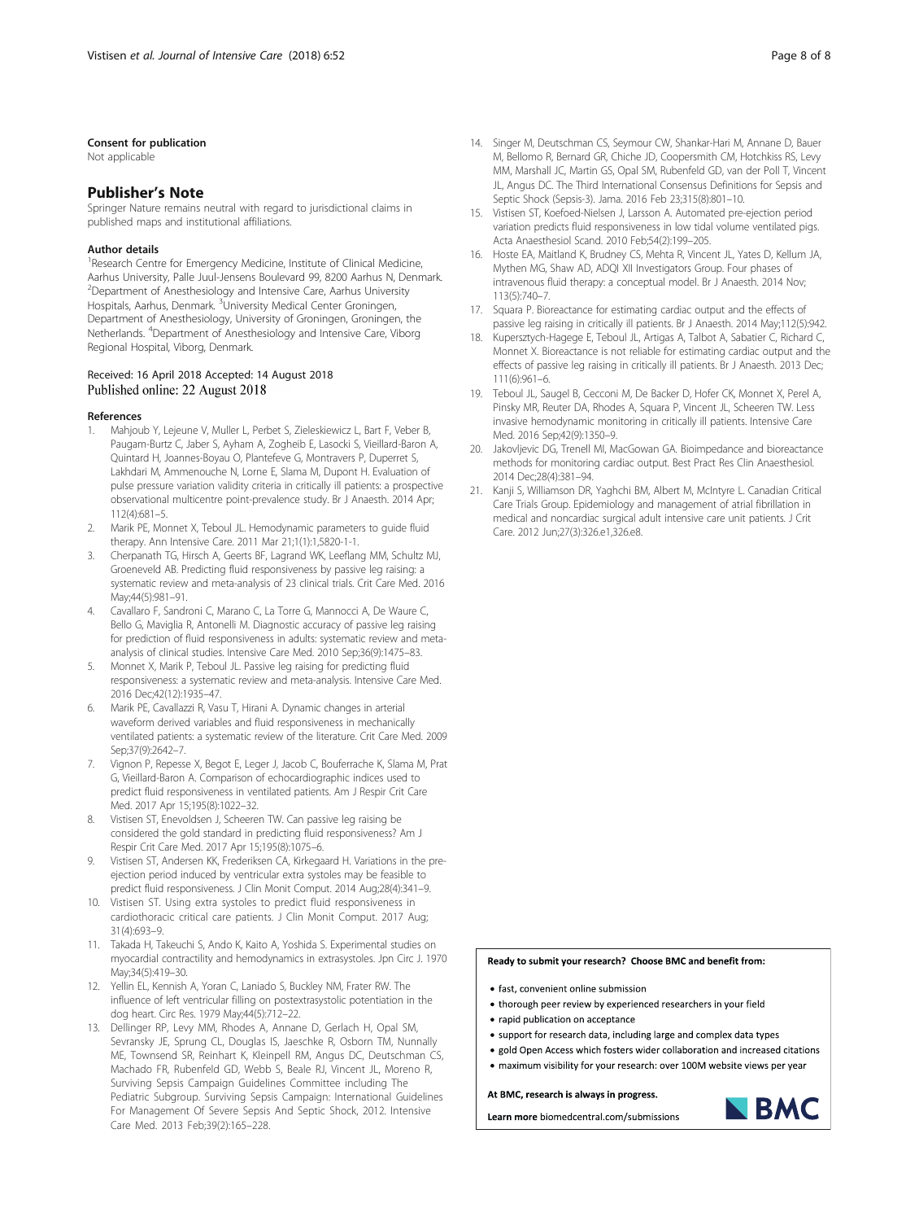### Consent for publication

Not applicable

## Publisher's Note

Springer Nature remains neutral with regard to jurisdictional claims in published maps and institutional affiliations.

### Author details

[1]Research Centre for Emergency Medicine, Institute of Clinical Medicine, Aarhus University, Palle Juul-Jensens Boulevard 99, 8200 Aarhus N, Denmark. [2]Department of Anesthesiology and Intensive Care, Aarhus University Hospitals, Aarhus, Denmark. [3]University Medical Center Groningen, Department of Anesthesiology, University of Groningen, Groningen, the Netherlands. [4]Department of Anesthesiology and Intensive Care, Viborg Regional Hospital, Viborg, Denmark.

Received: 16 April 2018 Accepted: 14 August 2018
Published online: 22 August 2018

### References

1. Mahjoub Y, Lejeune V, Muller L, Perbet S, Zieleskiewicz L, Bart F, Veber B, Paugam-Burtz C, Jaber S, Ayham A, Zogheib E, Lasocki S, Vieillard-Baron A, Quintard H, Joannes-Boyau O, Plantefeve G, Montravers P, Duperret S, Lakhdari M, Ammenouche N, Lorne E, Slama M, Dupont H. Evaluation of pulse pressure variation validity criteria in critically ill patients: a prospective observational multicentre point-prevalence study. Br J Anaesth. 2014 Apr; 112(4):681–5.
2. Marik PE, Monnet X, Teboul JL. Hemodynamic parameters to guide fluid therapy. Ann Intensive Care. 2011 Mar 21;1(1):1,5820-1-1.
3. Cherpanath TG, Hirsch A, Geerts BF, Lagrand WK, Leeflang MM, Schultz MJ, Groeneveld AB. Predicting fluid responsiveness by passive leg raising: a systematic review and meta-analysis of 23 clinical trials. Crit Care Med. 2016 May;44(5):981–91.
4. Cavallaro F, Sandroni C, Marano C, La Torre G, Mannocci A, De Waure C, Bello G, Maviglia R, Antonelli M. Diagnostic accuracy of passive leg raising for prediction of fluid responsiveness in adults: systematic review and meta-analysis of clinical studies. Intensive Care Med. 2010 Sep;36(9):1475–83.
5. Monnet X, Marik P, Teboul JL. Passive leg raising for predicting fluid responsiveness: a systematic review and meta-analysis. Intensive Care Med. 2016 Dec;42(12):1935–47.
6. Marik PE, Cavallazzi R, Vasu T, Hirani A. Dynamic changes in arterial waveform derived variables and fluid responsiveness in mechanically ventilated patients: a systematic review of the literature. Crit Care Med. 2009 Sep;37(9):2642–7.
7. Vignon P, Repesse X, Begot E, Leger J, Jacob C, Bouferrache K, Slama M, Prat G, Vieillard-Baron A. Comparison of echocardiographic indices used to predict fluid responsiveness in ventilated patients. Am J Respir Crit Care Med. 2017 Apr 15;195(8):1022–32.
8. Vistisen ST, Enevoldsen J, Scheeren TW. Can passive leg raising be considered the gold standard in predicting fluid responsiveness? Am J Respir Crit Care Med. 2017 Apr 15;195(8):1075–6.
9. Vistisen ST, Andersen KK, Frederiksen CA, Kirkegaard H. Variations in the pre-ejection period induced by ventricular extra systoles may be feasible to predict fluid responsiveness. J Clin Monit Comput. 2014 Aug;28(4):341–9.
10. Vistisen ST. Using extra systoles to predict fluid responsiveness in cardiothoracic critical care patients. J Clin Monit Comput. 2017 Aug; 31(4):693–9.
11. Takada H, Takeuchi S, Ando K, Kaito A, Yoshida S. Experimental studies on myocardial contractility and hemodynamics in extrasystoles. Jpn Circ J. 1970 May;34(5):419–30.
12. Yellin EL, Kennish A, Yoran C, Laniado S, Buckley NM, Frater RW. The influence of left ventricular filling on postextrasystolic potentiation in the dog heart. Circ Res. 1979 May;44(5):712–22.
13. Dellinger RP, Levy MM, Rhodes A, Annane D, Gerlach H, Opal SM, Sevransky JE, Sprung CL, Douglas IS, Jaeschke R, Osborn TM, Nunnally ME, Townsend SR, Reinhart K, Kleinpell RM, Angus DC, Deutschman CS, Machado FR, Rubenfeld GD, Webb S, Beale RJ, Vincent JL, Moreno R, Surviving Sepsis Campaign Guidelines Committee including The Pediatric Subgroup. Surviving Sepsis Campaign: International Guidelines For Management Of Severe Sepsis And Septic Shock, 2012. Intensive Care Med. 2013 Feb;39(2):165–228.
14. Singer M, Deutschman CS, Seymour CW, Shankar-Hari M, Annane D, Bauer M, Bellomo R, Bernard GR, Chiche JD, Coopersmith CM, Hotchkiss RS, Levy MM, Marshall JC, Martin GS, Opal SM, Rubenfeld GD, van der Poll T, Vincent JL, Angus DC. The Third International Consensus Definitions for Sepsis and Septic Shock (Sepsis-3). Jama. 2016 Feb 23;315(8):801–10.
15. Vistisen ST, Koefoed-Nielsen J, Larsson A. Automated pre-ejection period variation predicts fluid responsiveness in low tidal volume ventilated pigs. Acta Anaesthesiol Scand. 2010 Feb;54(2):199–205.
16. Hoste EA, Maitland K, Brudney CS, Mehta R, Vincent JL, Yates D, Kellum JA, Mythen MG, Shaw AD, ADQI XII Investigators Group. Four phases of intravenous fluid therapy: a conceptual model. Br J Anaesth. 2014 Nov; 113(5):740–7.
17. Squara P. Bioreactance for estimating cardiac output and the effects of passive leg raising in critically ill patients. Br J Anaesth. 2014 May;112(5):942.
18. Kupersztych-Hagege E, Teboul JL, Artigas A, Talbot A, Sabatier C, Richard C, Monnet X. Bioreactance is not reliable for estimating cardiac output and the effects of passive leg raising in critically ill patients. Br J Anaesth. 2013 Dec; 111(6):961–6.
19. Teboul JL, Saugel B, Cecconi M, De Backer D, Hofer CK, Monnet X, Perel A, Pinsky MR, Reuter DA, Rhodes A, Squara P, Vincent JL, Scheeren TW. Less invasive hemodynamic monitoring in critically ill patients. Intensive Care Med. 2016 Sep;42(9):1350–9.
20. Jakovljevic DG, Trenell MI, MacGowan GA. Bioimpedance and bioreactance methods for monitoring cardiac output. Best Pract Res Clin Anaesthesiol. 2014 Dec;28(4):381–94.
21. Kanji S, Williamson DR, Yaghchi BM, Albert M, McIntyre L. Canadian Critical Care Trials Group. Epidemiology and management of atrial fibrillation in medical and noncardiac surgical adult intensive care unit patients. J Crit Care. 2012 Jun;27(3):326.e1,326.e8.